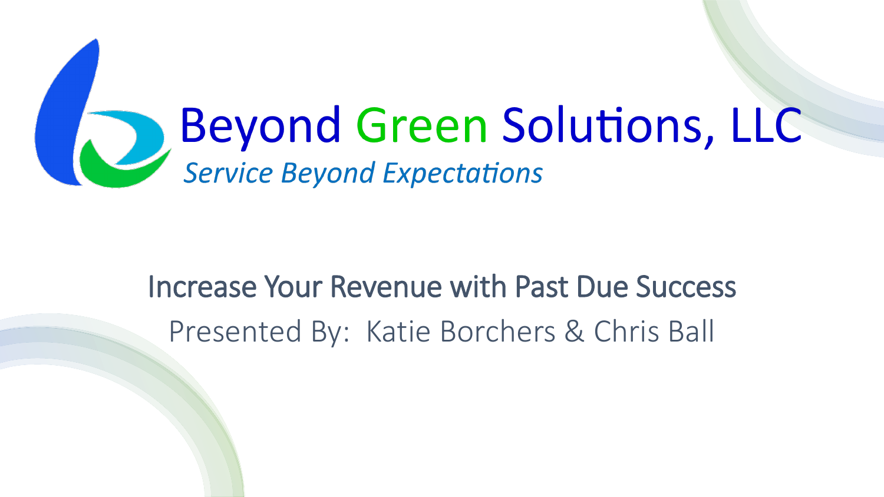# Beyond Green Solutions, LLC

*Service Beyond Expectations*

## Increase Your Revenue with Past Due Success

Presented By: Katie Borchers & Chris Ball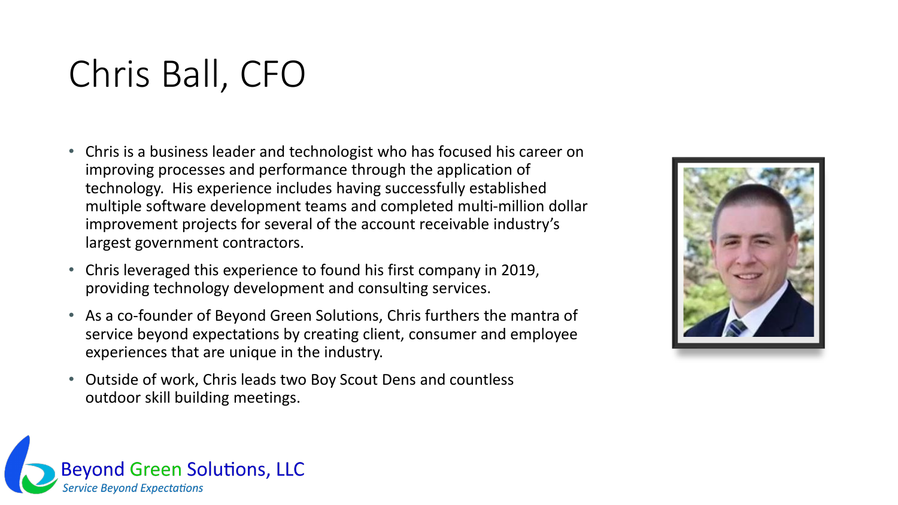# Chris Ball, CFO

- Chris is a business leader and technologist who has focused his career on improving processes and performance through the application of technology. His experience includes having successfully established multiple software development teams and completed multi-million dollar improvement projects for several of the account receivable industry's largest government contractors.
- Chris leveraged this experience to found his first company in 2019, providing technology development and consulting services.
- As a co-founder of Beyond Green Solutions, Chris furthers the mantra of service beyond expectations by creating client, consumer and employee experiences that are unique in the industry.
- Outside of work, Chris leads two Boy Scout Dens and countless outdoor skill building meetings.

Beyond Green Solutions, LLC

*Service Beyond Expectations*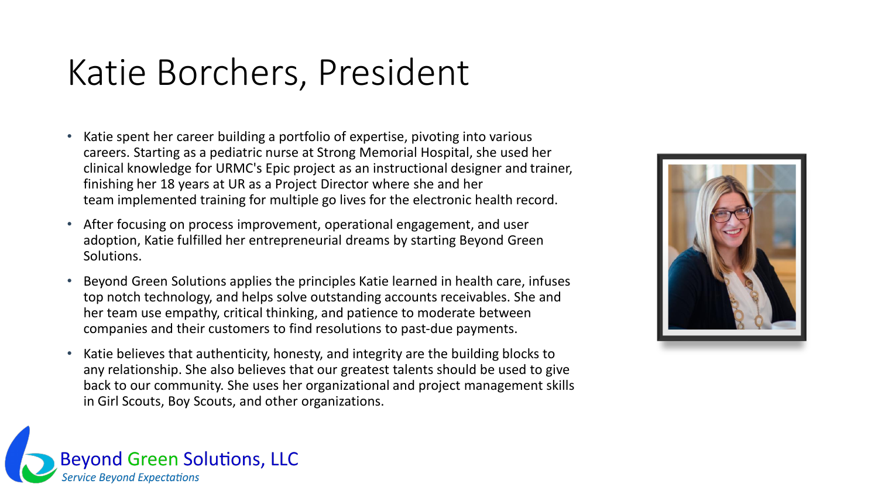# Katie Borchers, President

- Katie spent her career building a portfolio of expertise, pivoting into various careers. Starting as a pediatric nurse at Strong Memorial Hospital, she used her clinical knowledge for URMC's Epic project as an instructional designer and trainer, finishing her 18 years at UR as a Project Director where she and her team implemented training for multiple go lives for the electronic health record.
- After focusing on process improvement, operational engagement, and user adoption, Katie fulfilled her entrepreneurial dreams by starting Beyond Green Solutions.
- Beyond Green Solutions applies the principles Katie learned in health care, infuses top notch technology, and helps solve outstanding accounts receivables. She and her team use empathy, critical thinking, and patience to moderate between companies and their customers to find resolutions to past-due payments.
- Katie believes that authenticity, honesty, and integrity are the building blocks to any relationship. She also believes that our greatest talents should be used to give back to our community. She uses her organizational and project management skills in Girl Scouts, Boy Scouts, and other organizations.

Beyond Green Solutions, LLC

*Service Beyond Expectations*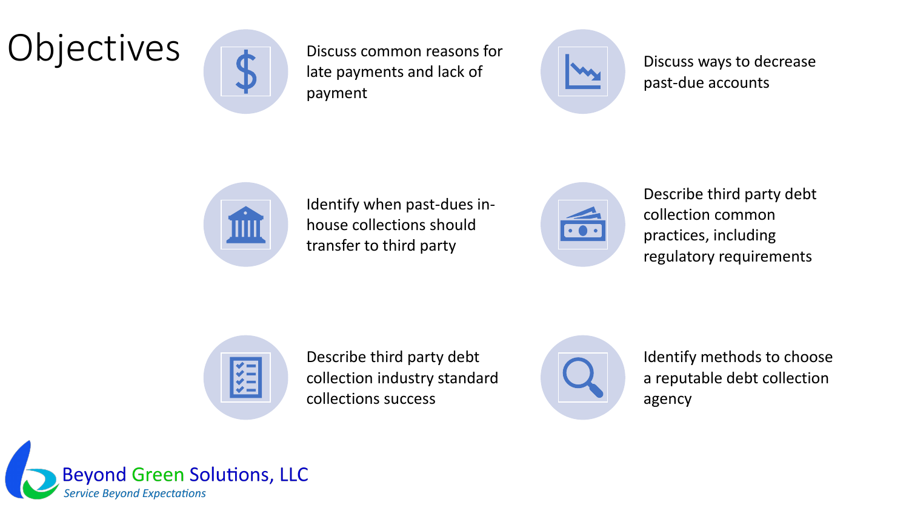# Objectives

- Discuss common reasons for late payments and lack of payment
- Discuss ways to decrease past-due accounts
- Identify when past-dues in-house collections should transfer to third party
- Describe third party debt collection common practices, including regulatory requirements
- Describe third party debt collection industry standard collections success
- Identify methods to choose a reputable debt collection agency

Beyond Green Solutions, LLC
*Service Beyond Expectations*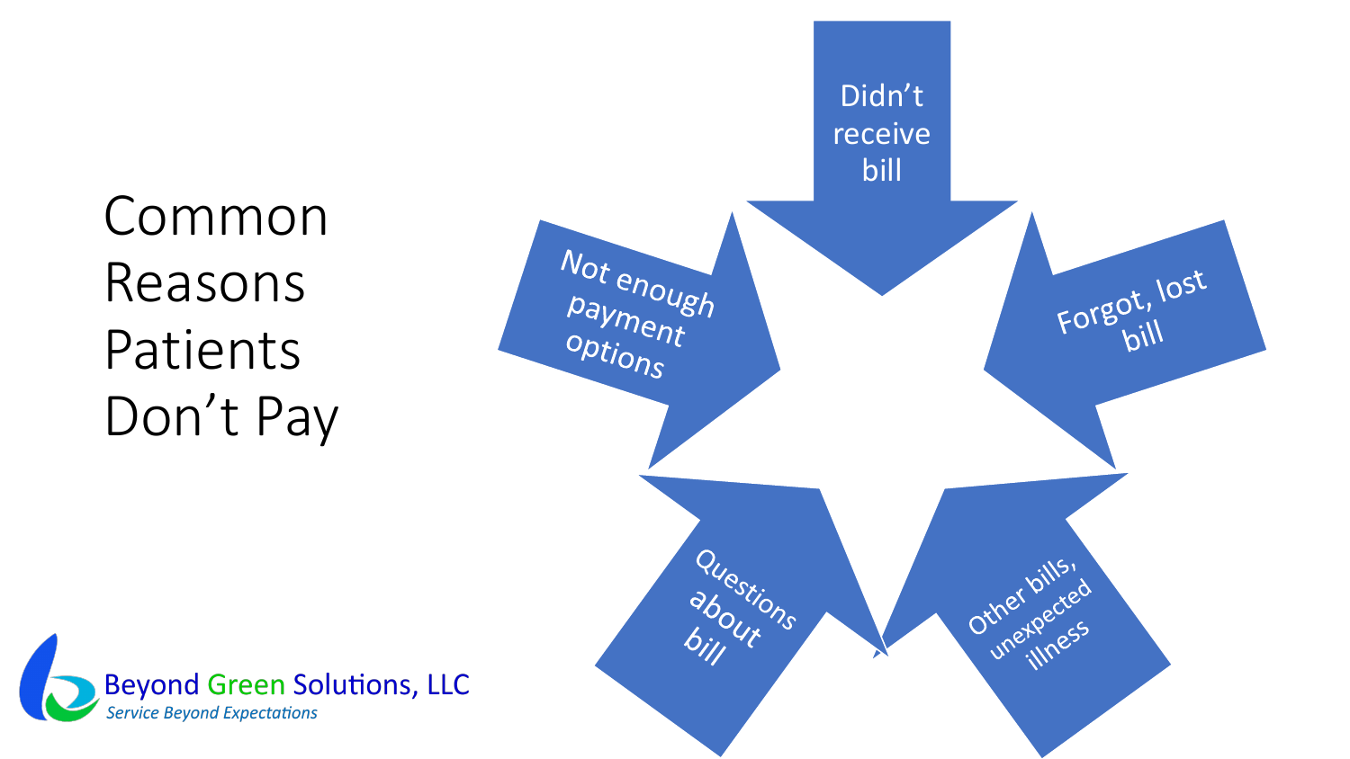# Common Reasons Patients Don't Pay

- Didn't receive bill
- Forgot, lost bill
- Other bills, unexpected illness
- Questions about bill
- Not enough payment options

Beyond Green Solutions, LLC

*Service Beyond Expectations*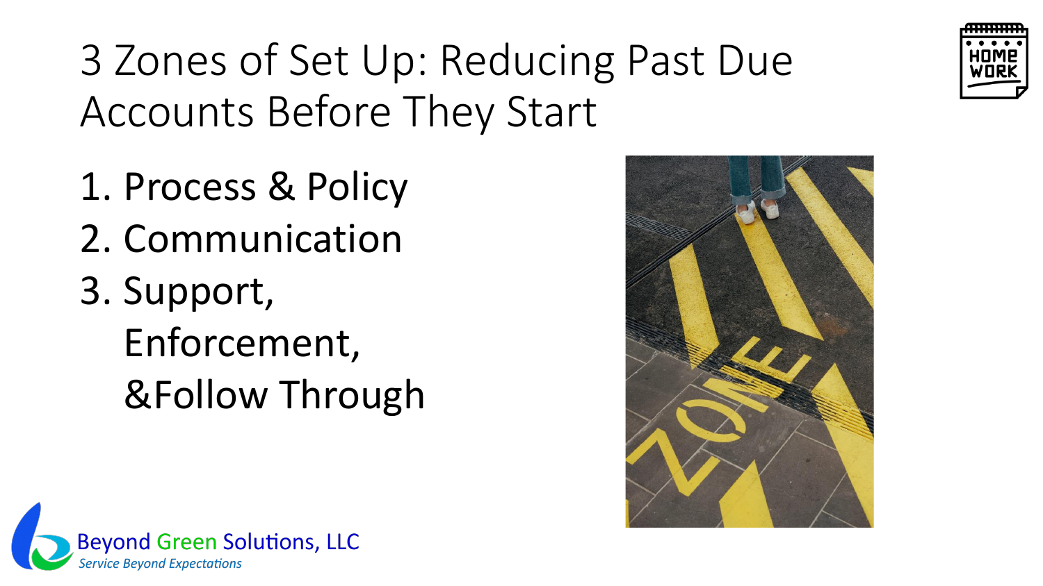# 3 Zones of Set Up: Reducing Past Due Accounts Before They Start

1. Process & Policy
2. Communication
3. Support, Enforcement, &Follow Through

Beyond Green Solutions, LLC
*Service Beyond Expectations*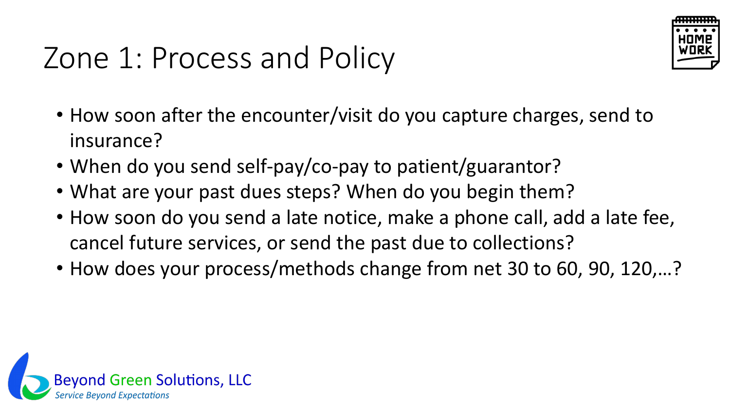# Zone 1: Process and Policy

- How soon after the encounter/visit do you capture charges, send to insurance?
- When do you send self-pay/co-pay to patient/guarantor?
- What are your past dues steps? When do you begin them?
- How soon do you send a late notice, make a phone call, add a late fee, cancel future services, or send the past due to collections?
- How does your process/methods change from net 30 to 60, 90, 120,…?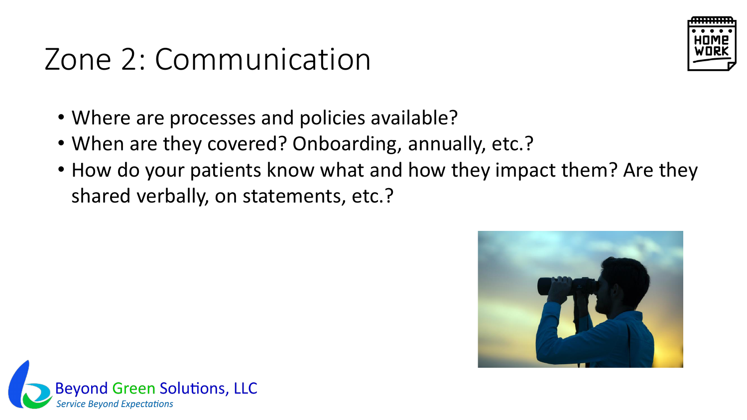# Zone 2: Communication

- Where are processes and policies available?
- When are they covered? Onboarding, annually, etc.?
- How do your patients know what and how they impact them? Are they shared verbally, on statements, etc.?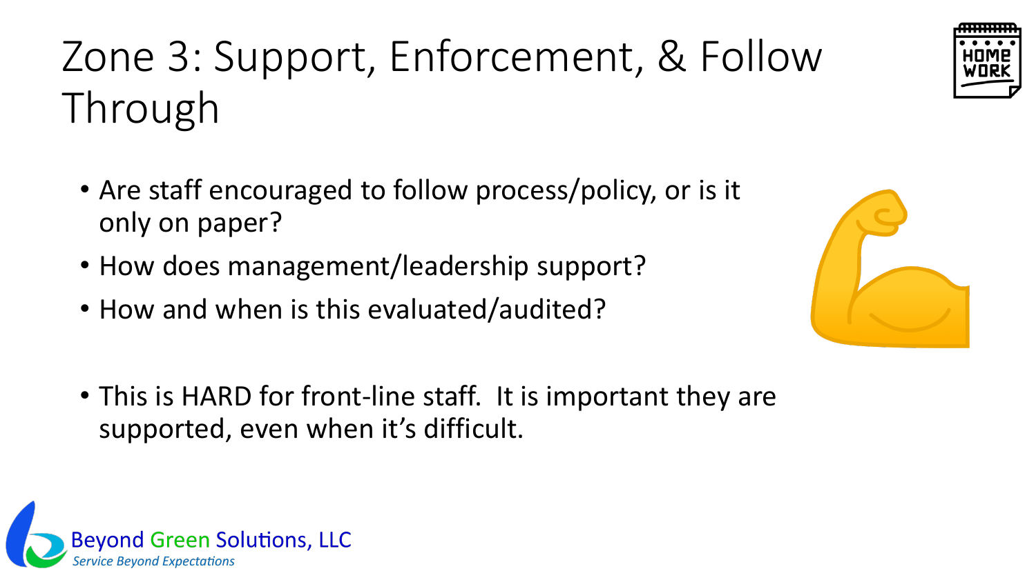# Zone 3: Support, Enforcement, & Follow Through

- Are staff encouraged to follow process/policy, or is it only on paper?
- How does management/leadership support?
- How and when is this evaluated/audited?

- This is HARD for front-line staff. It is important they are supported, even when it's difficult.

Beyond Green Solutions, LLC
*Service Beyond Expectations*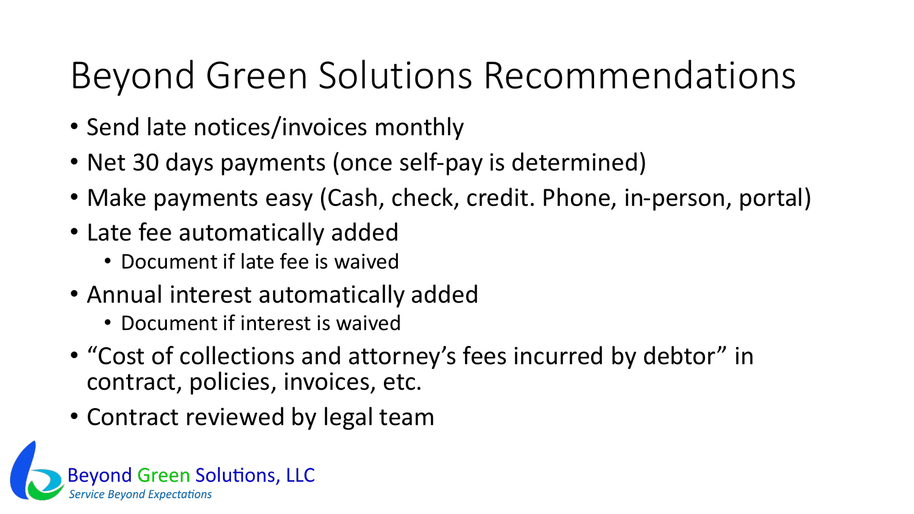# Beyond Green Solutions Recommendations

- Send late notices/invoices monthly
- Net 30 days payments (once self-pay is determined)
- Make payments easy (Cash, check, credit. Phone, in-person, portal)
- Late fee automatically added
  - Document if late fee is waived
- Annual interest automatically added
  - Document if interest is waived
- "Cost of collections and attorney's fees incurred by debtor" in contract, policies, invoices, etc.
- Contract reviewed by legal team

Beyond Green Solutions, LLC
*Service Beyond Expectations*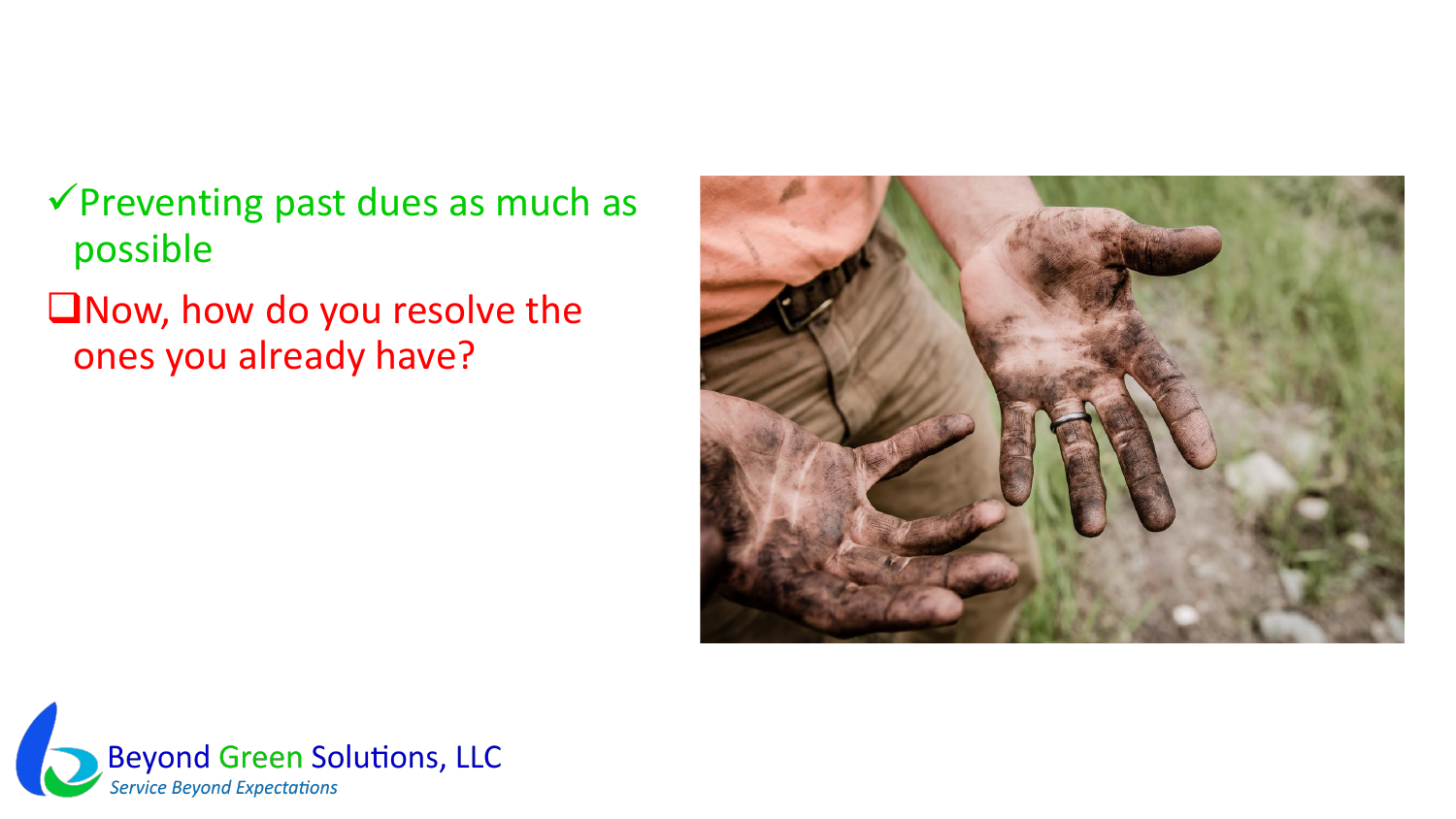- ✓ Preventing past dues as much as possible
- ❑ Now, how do you resolve the ones you already have?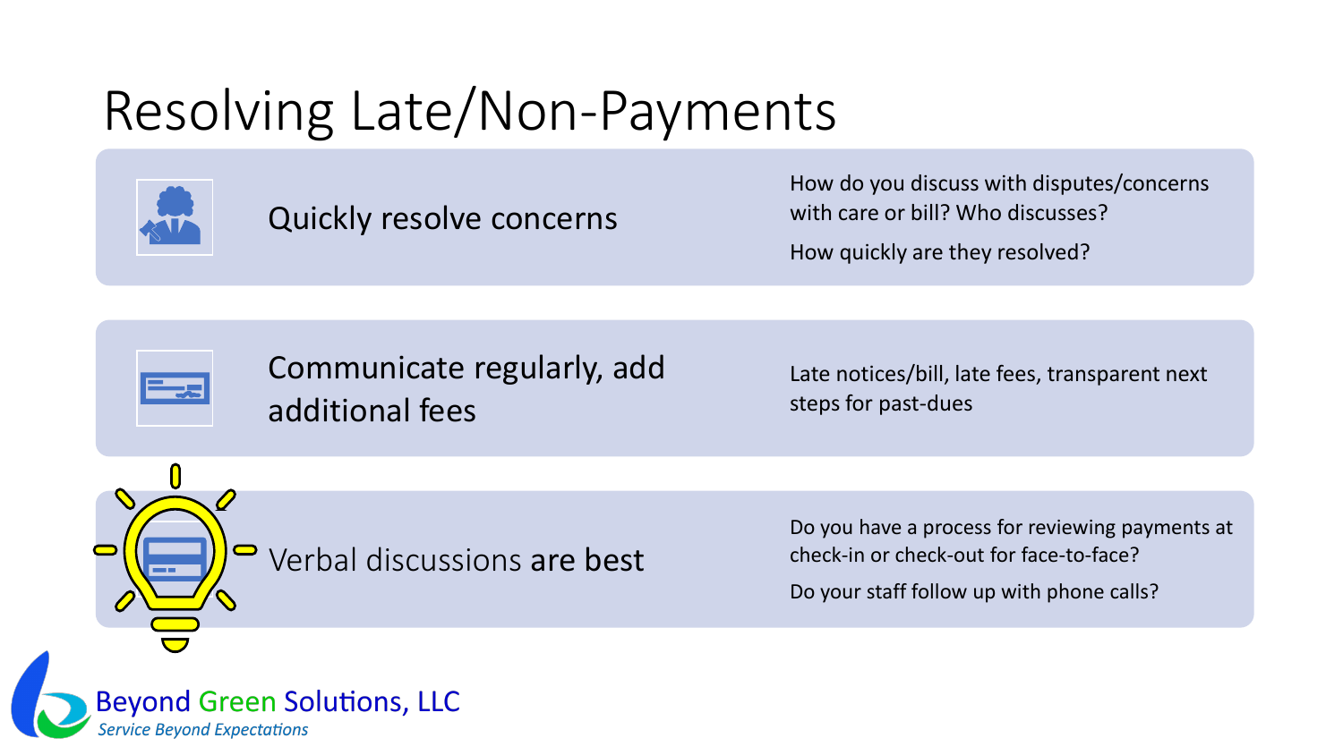# Resolving Late/Non-Payments

**Quickly resolve concerns**

How do you discuss with disputes/concerns with care or bill? Who discusses?

How quickly are they resolved?

**Communicate regularly, add additional fees**

Late notices/bill, late fees, transparent next steps for past-dues

**Verbal discussions are best**

Do you have a process for reviewing payments at check-in or check-out for face-to-face?

Do your staff follow up with phone calls?

Beyond Green Solutions, LLC
*Service Beyond Expectations*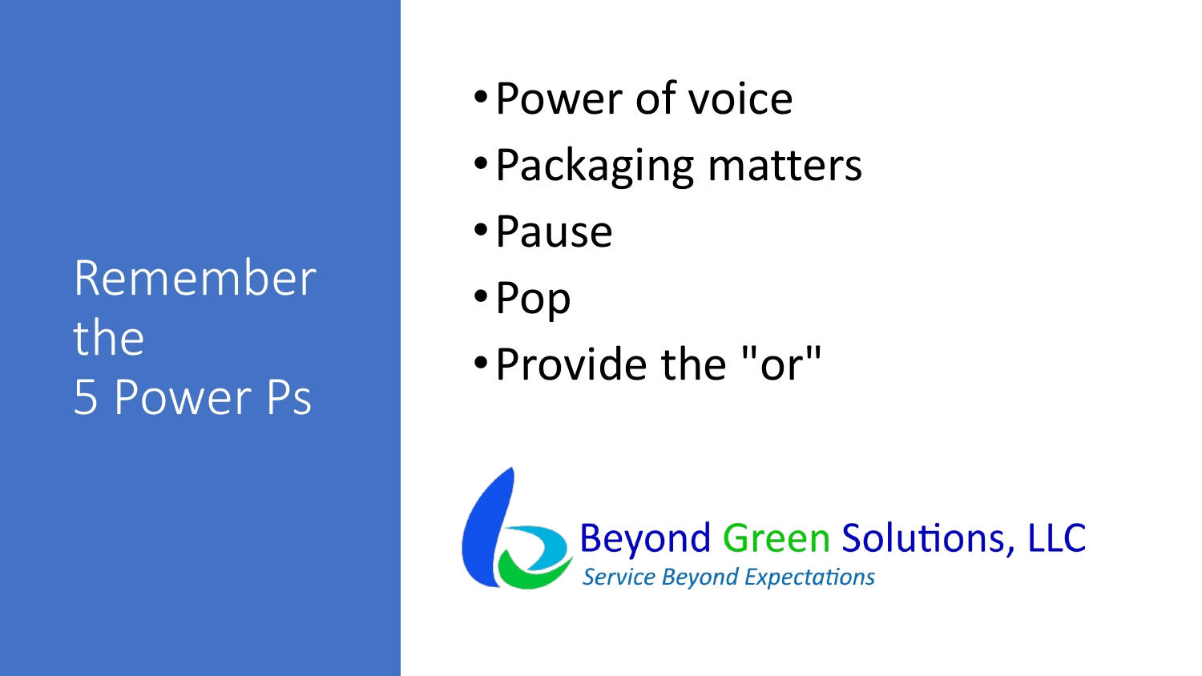# Remember the 5 Power Ps

- Power of voice
- Packaging matters
- Pause
- Pop
- Provide the "or"

Beyond Green Solutions, LLC
*Service Beyond Expectations*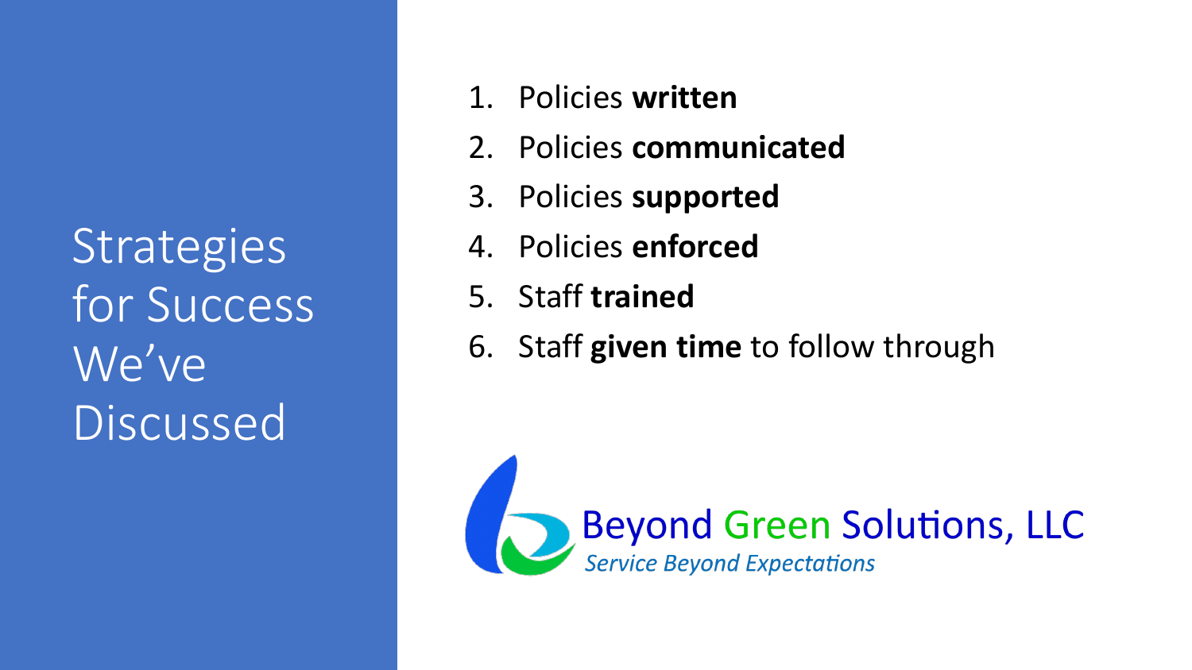# Strategies for Success We've Discussed

1. Policies **written**
2. Policies **communicated**
3. Policies **supported**
4. Policies **enforced**
5. Staff **trained**
6. Staff **given time** to follow through

Beyond Green Solutions, LLC

*Service Beyond Expectations*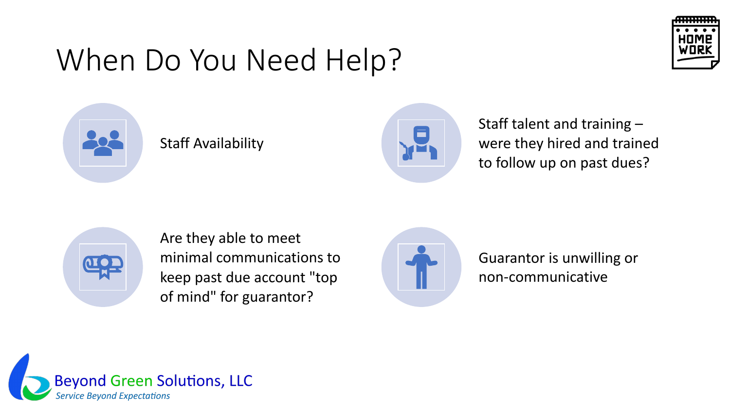# When Do You Need Help?

HOME WORK

- Staff Availability
- Staff talent and training – were they hired and trained to follow up on past dues?
- Are they able to meet minimal communications to keep past due account "top of mind" for guarantor?
- Guarantor is unwilling or non-communicative

Beyond Green Solutions, LLC
*Service Beyond Expectations*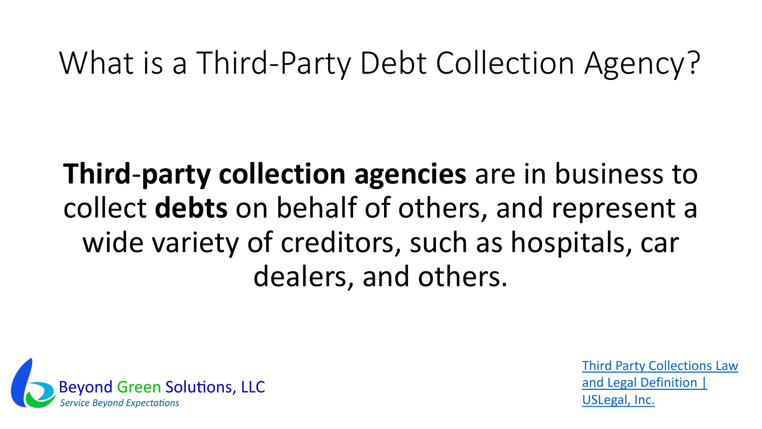# What is a Third-Party Debt Collection Agency?

**Third-party collection agencies** are in business to collect **debts** on behalf of others, and represent a wide variety of creditors, such as hospitals, car dealers, and others.

Beyond Green Solutions, LLC
*Service Beyond Expectations*

Third Party Collections Law and Legal Definition | USLegal, Inc.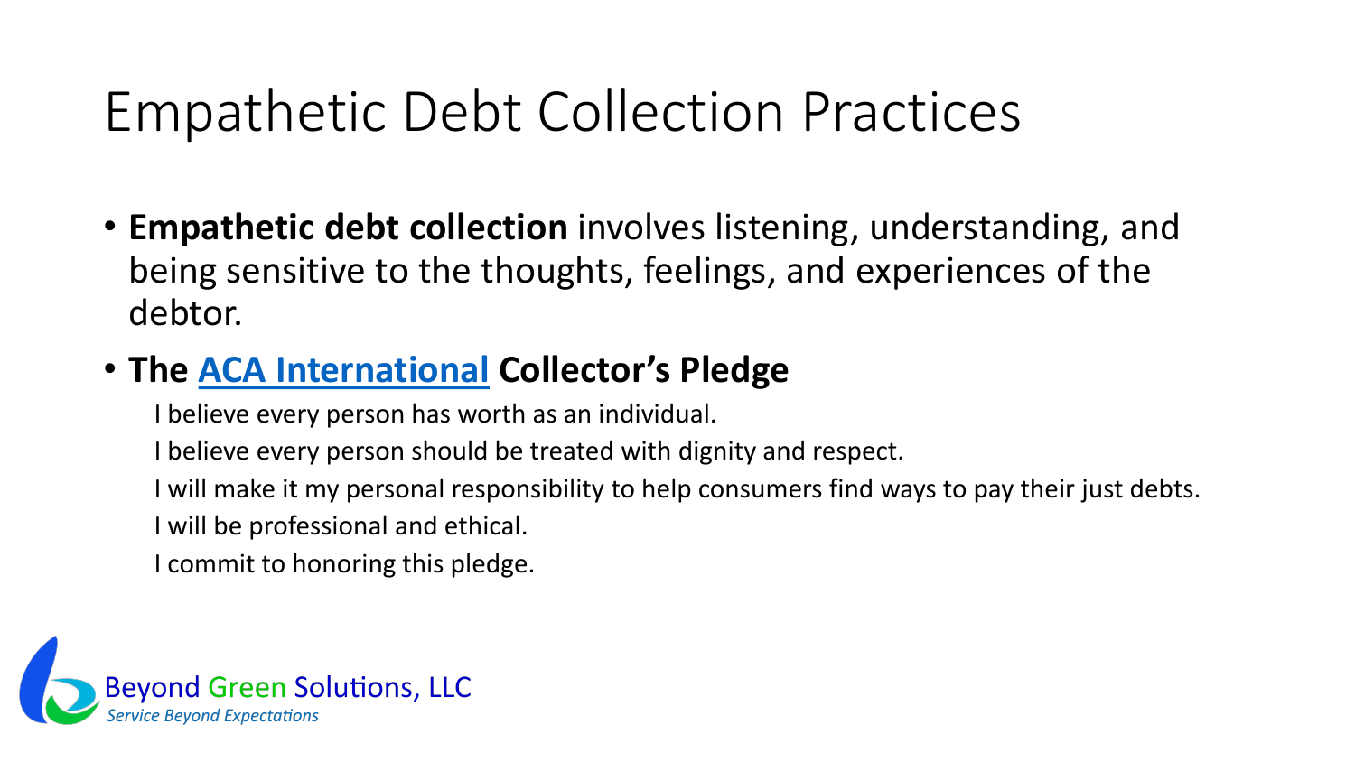# Empathetic Debt Collection Practices

- **Empathetic debt collection** involves listening, understanding, and being sensitive to the thoughts, feelings, and experiences of the debtor.
- **The ACA International Collector's Pledge**

  I believe every person has worth as an individual.

  I believe every person should be treated with dignity and respect.

  I will make it my personal responsibility to help consumers find ways to pay their just debts.

  I will be professional and ethical.

  I commit to honoring this pledge.

Beyond Green Solutions, LLC

*Service Beyond Expectations*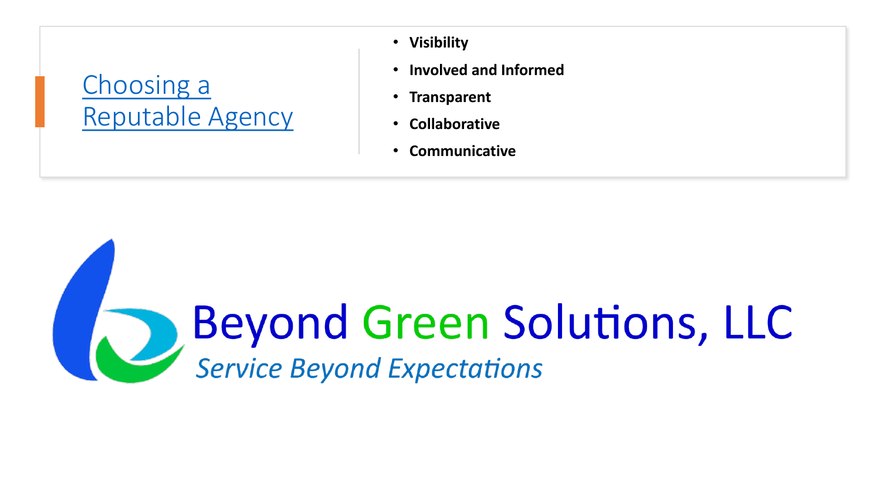## Choosing a Reputable Agency

- **Visibility**
- **Involved and Informed**
- **Transparent**
- **Collaborative**
- **Communicative**

Beyond Green Solutions, LLC

*Service Beyond Expectations*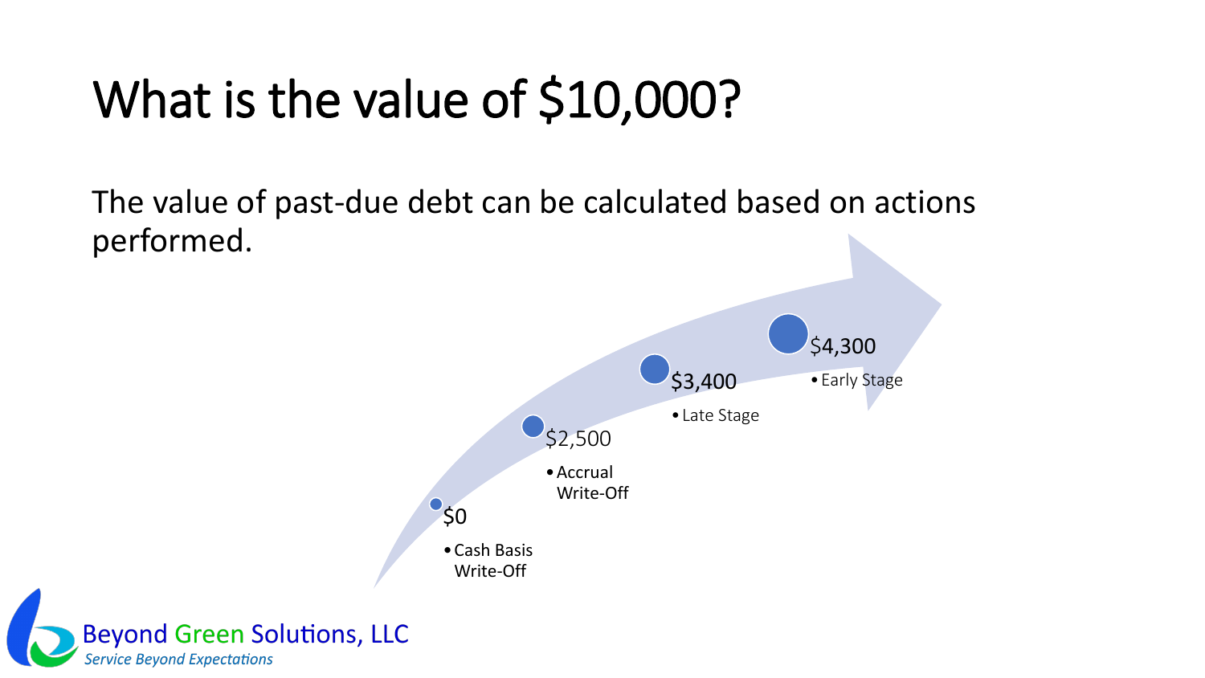# What is the value of $10,000?

The value of past-due debt can be calculated based on actions performed.

- $0
  - Cash Basis Write-Off
- $2,500
  - Accrual Write-Off
- $3,400
  - Late Stage
- $4,300
  - Early Stage

Beyond Green Solutions, LLC

*Service Beyond Expectations*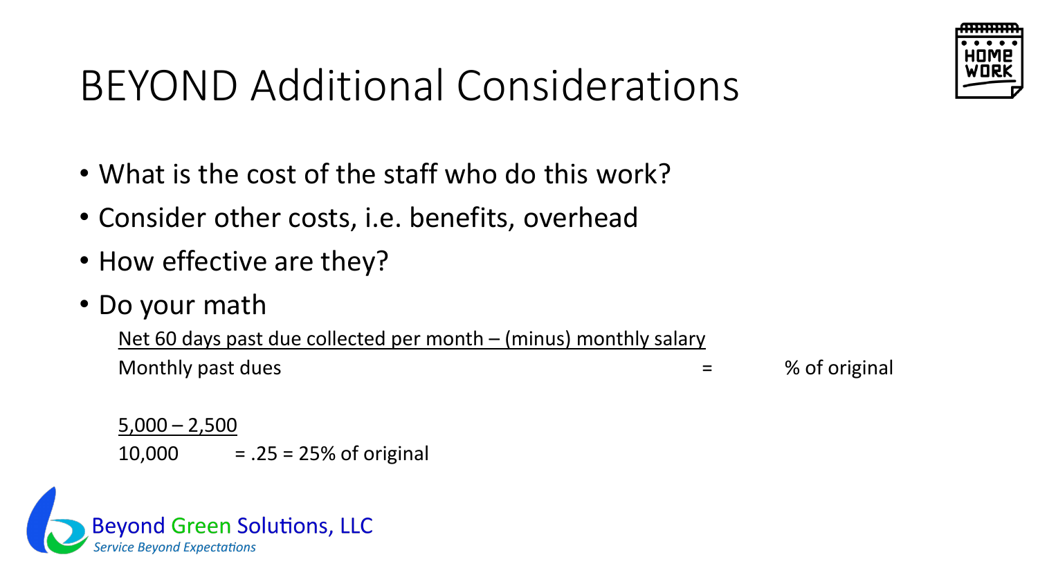# BEYOND Additional Considerations

- What is the cost of the staff who do this work?
- Consider other costs, i.e. benefits, overhead
- How effective are they?
- Do your math

$$\frac{\text{Net 60 days past due collected per month} - \text{(minus) monthly salary}}{\text{Monthly past dues}} = \text{\% of original}$$

$$\frac{5{,}000 - 2{,}500}{10{,}000} = .25 = 25\% \text{ of original}$$

Beyond Green Solutions, LLC

*Service Beyond Expectations*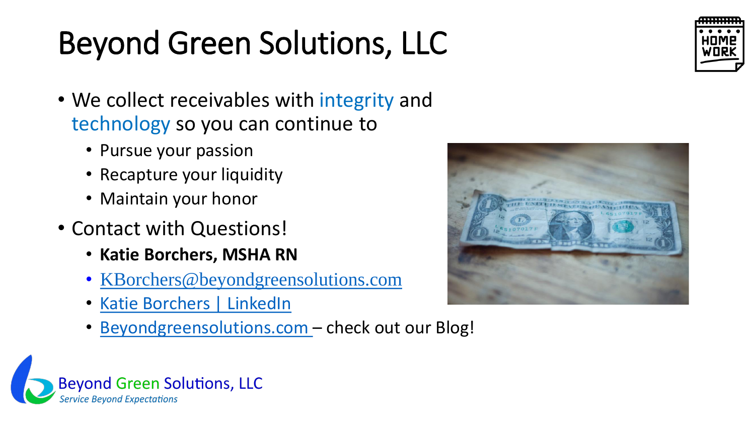# Beyond Green Solutions, LLC

- We collect receivables with integrity and technology so you can continue to
  - Pursue your passion
  - Recapture your liquidity
  - Maintain your honor
- Contact with Questions!
  - **Katie Borchers, MSHA RN**
  - KBorchers@beyondgreensolutions.com
  - Katie Borchers | LinkedIn
  - Beyondgreensolutions.com – check out our Blog!

Beyond Green Solutions, LLC
*Service Beyond Expectations*